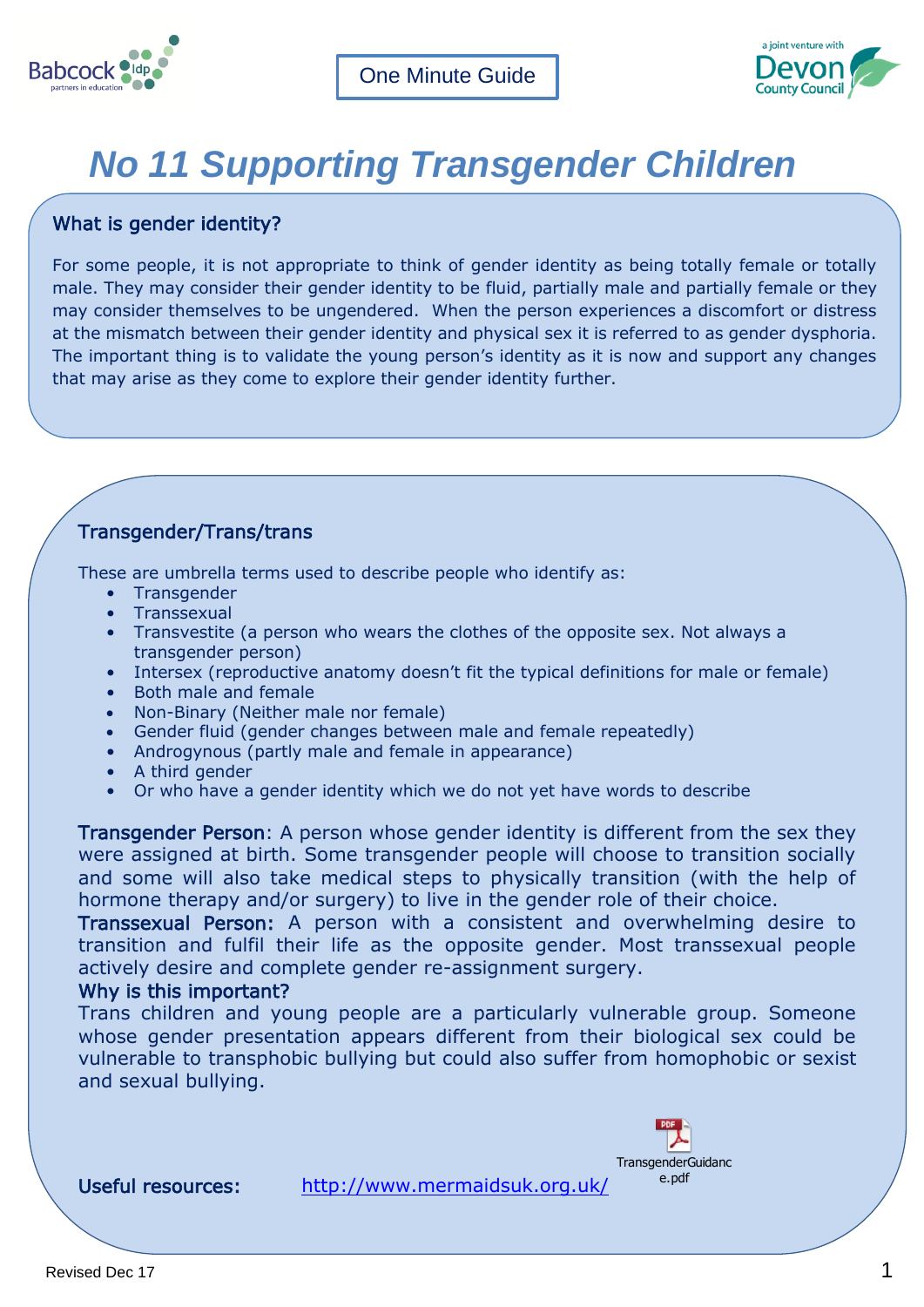One Minute Guide

# No 11 Supporting Transgender Children

## What is gender identity?

For some people, it is not appropriate to think of gender identity as being totally female or totally male. They may consider their gender identity to be fluid, partially male and partially female or they may consider themselves to be ungendered. When the person experiences a discomfort or distress at the mismatch between their gender identity and physical sex it is referred to as gender dysphoria. The important thing is to validate the young person's identity as it is now and support any changes that may arise as they come to explore their gender identity further.

## Transgender/Trans/trans

These are umbrella terms used to describe people who identify as:

- Transgender
- Transsexual
- Transvestite (a person who wears the clothes of the opposite sex. Not always a transgender person)
- Intersex (reproductive anatomy doesn't fit the typical definitions for male or female)
- Both male and female
- Non-Binary (Neither male nor female)
- Gender fluid (gender changes between male and female repeatedly)
- Androgynous (partly male and female in appearance)
- A third gender
- Or who have a gender identity which we do not yet have words to describe

**Transgender Person**: A person whose gender identity is different from the sex they were assigned at birth. Some transgender people will choose to transition socially and some will also take medical steps to physically transition (with the help of hormone therapy and/or surgery) to live in the gender role of their choice.

**Transsexual Person:** A person with a consistent and overwhelming desire to transition and fulfil their life as the opposite gender. Most transsexual people actively desire and complete gender re-assignment surgery.

## Why is this important?

Trans children and young people are a particularly vulnerable group. Someone whose gender presentation appears different from their biological sex could be vulnerable to transphobic bullying but could also suffer from homophobic or sexist and sexual bullying.

**Useful resources:** http://www.mermaidsuk.org.uk/ TransgenderGuidance.pdf

Revised Dec 17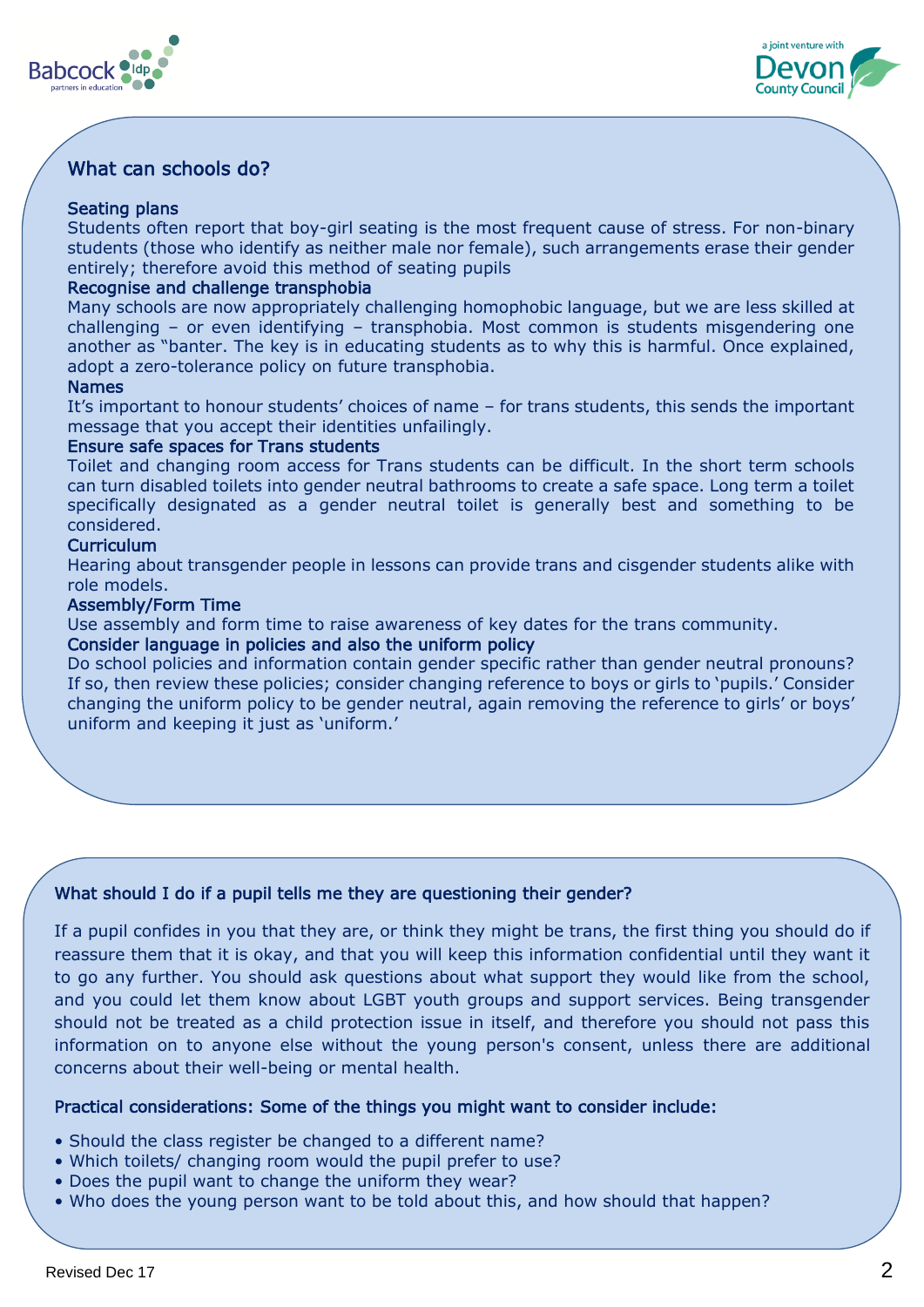## What can schools do?

### Seating plans

Students often report that boy-girl seating is the most frequent cause of stress. For non-binary students (those who identify as neither male nor female), such arrangements erase their gender entirely; therefore avoid this method of seating pupils

### Recognise and challenge transphobia

Many schools are now appropriately challenging homophobic language, but we are less skilled at challenging – or even identifying – transphobia. Most common is students misgendering one another as "banter. The key is in educating students as to why this is harmful. Once explained, adopt a zero-tolerance policy on future transphobia.

### Names

It's important to honour students' choices of name – for trans students, this sends the important message that you accept their identities unfailingly.

### Ensure safe spaces for Trans students

Toilet and changing room access for Trans students can be difficult. In the short term schools can turn disabled toilets into gender neutral bathrooms to create a safe space. Long term a toilet specifically designated as a gender neutral toilet is generally best and something to be considered.

### Curriculum

Hearing about transgender people in lessons can provide trans and cisgender students alike with role models.

### Assembly/Form Time

Use assembly and form time to raise awareness of key dates for the trans community.

### Consider language in policies and also the uniform policy

Do school policies and information contain gender specific rather than gender neutral pronouns? If so, then review these policies; consider changing reference to boys or girls to 'pupils.' Consider changing the uniform policy to be gender neutral, again removing the reference to girls' or boys' uniform and keeping it just as 'uniform.'

## What should I do if a pupil tells me they are questioning their gender?

If a pupil confides in you that they are, or think they might be trans, the first thing you should do if reassure them that it is okay, and that you will keep this information confidential until they want it to go any further. You should ask questions about what support they would like from the school, and you could let them know about LGBT youth groups and support services. Being transgender should not be treated as a child protection issue in itself, and therefore you should not pass this information on to anyone else without the young person's consent, unless there are additional concerns about their well-being or mental health.

### Practical considerations: Some of the things you might want to consider include:

- Should the class register be changed to a different name?
- Which toilets/ changing room would the pupil prefer to use?
- Does the pupil want to change the uniform they wear?
- Who does the young person want to be told about this, and how should that happen?

Revised Dec 17